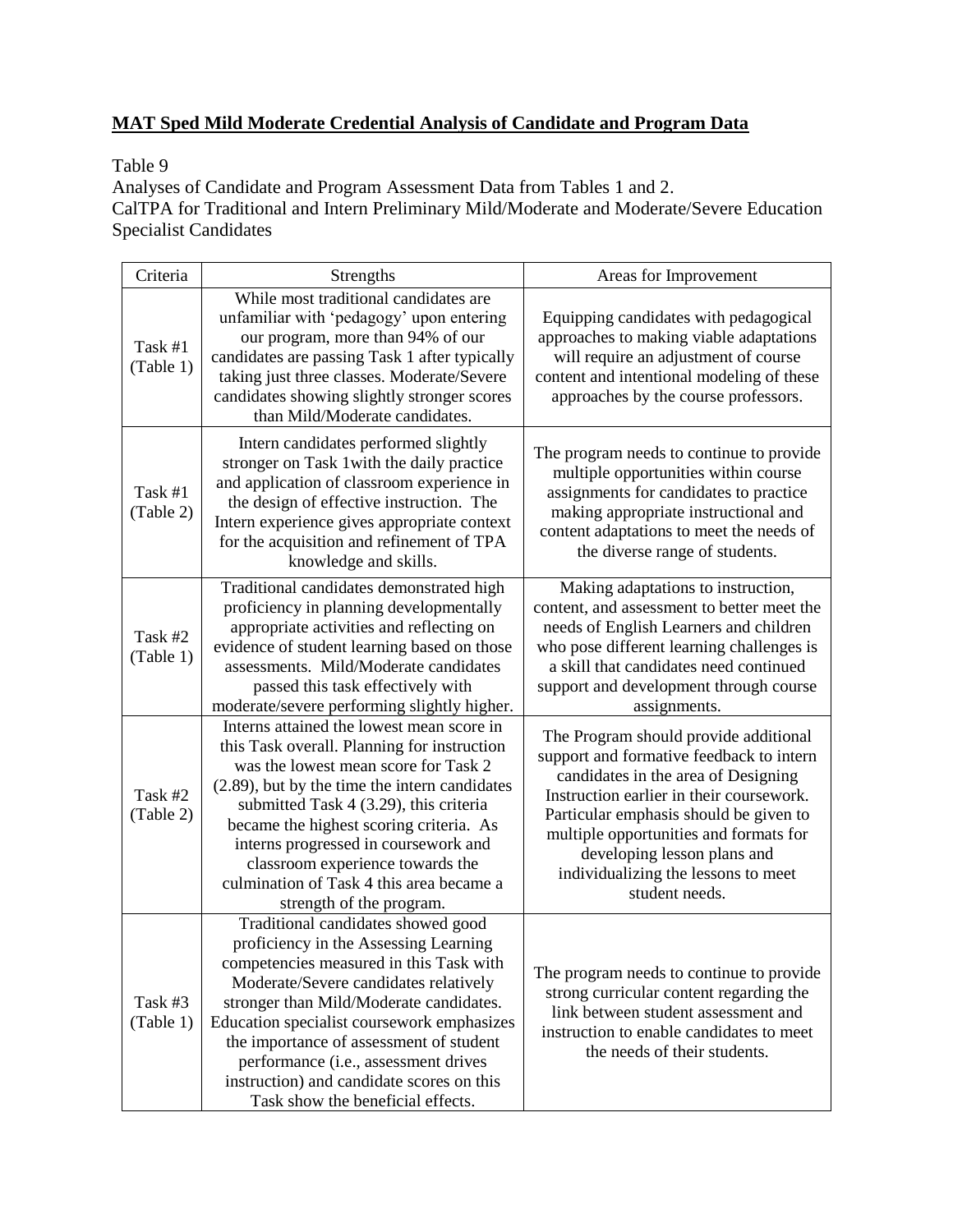**MAT Sped Mild Moderate Credential Analysis of Candidate and Program Data**

Table 9

Analyses of Candidate and Program Assessment Data from Tables 1 and 2.

CalTPA for Traditional and Intern Preliminary Mild/Moderate and Moderate/Severe Education Specialist Candidates

| Criteria | Strengths | Areas for Improvement |
|---|---|---|
| Task #1 (Table 1) | While most traditional candidates are unfamiliar with 'pedagogy' upon entering our program, more than 94% of our candidates are passing Task 1 after typically taking just three classes. Moderate/Severe candidates showing slightly stronger scores than Mild/Moderate candidates. | Equipping candidates with pedagogical approaches to making viable adaptations will require an adjustment of course content and intentional modeling of these approaches by the course professors. |
| Task #1 (Table 2) | Intern candidates performed slightly stronger on Task 1with the daily practice and application of classroom experience in the design of effective instruction. The Intern experience gives appropriate context for the acquisition and refinement of TPA knowledge and skills. | The program needs to continue to provide multiple opportunities within course assignments for candidates to practice making appropriate instructional and content adaptations to meet the needs of the diverse range of students. |
| Task #2 (Table 1) | Traditional candidates demonstrated high proficiency in planning developmentally appropriate activities and reflecting on evidence of student learning based on those assessments. Mild/Moderate candidates passed this task effectively with moderate/severe performing slightly higher. | Making adaptations to instruction, content, and assessment to better meet the needs of English Learners and children who pose different learning challenges is a skill that candidates need continued support and development through course assignments. |
| Task #2 (Table 2) | Interns attained the lowest mean score in this Task overall. Planning for instruction was the lowest mean score for Task 2 (2.89), but by the time the intern candidates submitted Task 4 (3.29), this criteria became the highest scoring criteria. As interns progressed in coursework and classroom experience towards the culmination of Task 4 this area became a strength of the program. | The Program should provide additional support and formative feedback to intern candidates in the area of Designing Instruction earlier in their coursework. Particular emphasis should be given to multiple opportunities and formats for developing lesson plans and individualizing the lessons to meet student needs. |
| Task #3 (Table 1) | Traditional candidates showed good proficiency in the Assessing Learning competencies measured in this Task with Moderate/Severe candidates relatively stronger than Mild/Moderate candidates. Education specialist coursework emphasizes the importance of assessment of student performance (i.e., assessment drives instruction) and candidate scores on this Task show the beneficial effects. | The program needs to continue to provide strong curricular content regarding the link between student assessment and instruction to enable candidates to meet the needs of their students. |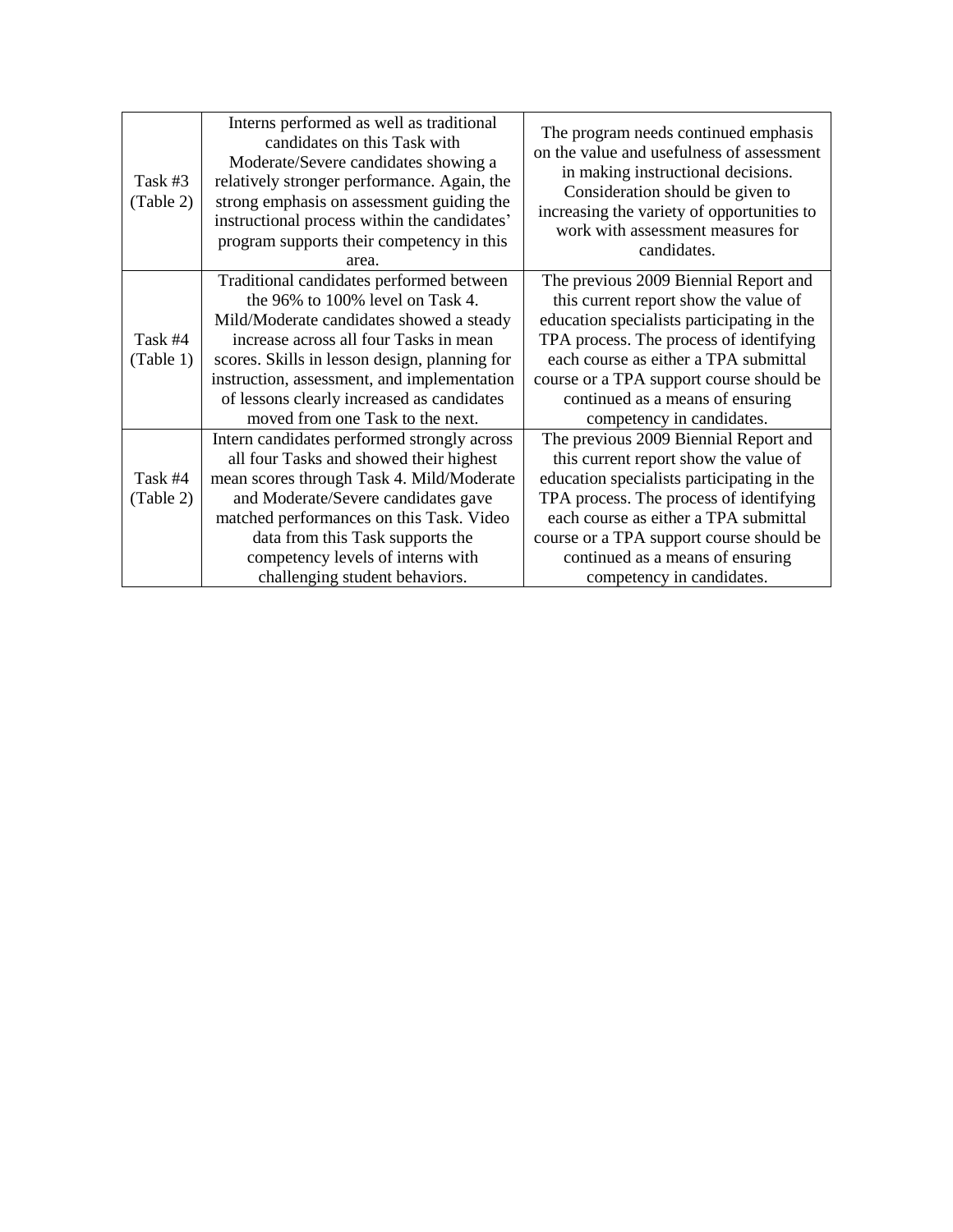| | | |
|---|---|---|
| Task #3 (Table 2) | Interns performed as well as traditional candidates on this Task with Moderate/Severe candidates showing a relatively stronger performance. Again, the strong emphasis on assessment guiding the instructional process within the candidates' program supports their competency in this area. | The program needs continued emphasis on the value and usefulness of assessment in making instructional decisions. Consideration should be given to increasing the variety of opportunities to work with assessment measures for candidates. |
| Task #4 (Table 1) | Traditional candidates performed between the 96% to 100% level on Task 4. Mild/Moderate candidates showed a steady increase across all four Tasks in mean scores. Skills in lesson design, planning for instruction, assessment, and implementation of lessons clearly increased as candidates moved from one Task to the next. | The previous 2009 Biennial Report and this current report show the value of education specialists participating in the TPA process. The process of identifying each course as either a TPA submittal course or a TPA support course should be continued as a means of ensuring competency in candidates. |
| Task #4 (Table 2) | Intern candidates performed strongly across all four Tasks and showed their highest mean scores through Task 4. Mild/Moderate and Moderate/Severe candidates gave matched performances on this Task. Video data from this Task supports the competency levels of interns with challenging student behaviors. | The previous 2009 Biennial Report and this current report show the value of education specialists participating in the TPA process. The process of identifying each course as either a TPA submittal course or a TPA support course should be continued as a means of ensuring competency in candidates. |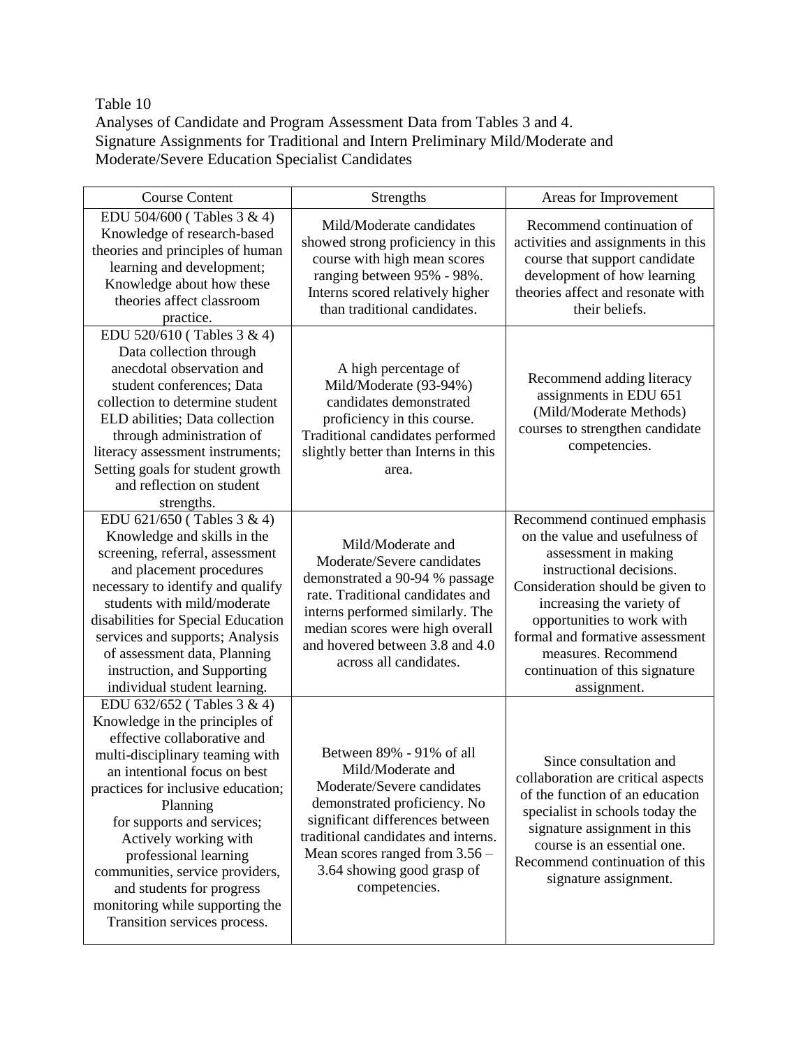Table 10
Analyses of Candidate and Program Assessment Data from Tables 3 and 4.
Signature Assignments for Traditional and Intern Preliminary Mild/Moderate and Moderate/Severe Education Specialist Candidates

| Course Content | Strengths | Areas for Improvement |
|---|---|---|
| EDU 504/600 ( Tables 3 & 4) Knowledge of research-based theories and principles of human learning and development; Knowledge about how these theories affect classroom practice. | Mild/Moderate candidates showed strong proficiency in this course with high mean scores ranging between 95% - 98%. Interns scored relatively higher than traditional candidates. | Recommend continuation of activities and assignments in this course that support candidate development of how learning theories affect and resonate with their beliefs. |
| EDU 520/610 ( Tables 3 & 4) Data collection through anecdotal observation and student conferences; Data collection to determine student ELD abilities; Data collection through administration of literacy assessment instruments; Setting goals for student growth and reflection on student strengths. | A high percentage of Mild/Moderate (93-94%) candidates demonstrated proficiency in this course. Traditional candidates performed slightly better than Interns in this area. | Recommend adding literacy assignments in EDU 651 (Mild/Moderate Methods) courses to strengthen candidate competencies. |
| EDU 621/650 ( Tables 3 & 4) Knowledge and skills in the screening, referral, assessment and placement procedures necessary to identify and qualify students with mild/moderate disabilities for Special Education services and supports; Analysis of assessment data, Planning instruction, and Supporting individual student learning. | Mild/Moderate and Moderate/Severe candidates demonstrated a 90-94 % passage rate. Traditional candidates and interns performed similarly. The median scores were high overall and hovered between 3.8 and 4.0 across all candidates. | Recommend continued emphasis on the value and usefulness of assessment in making instructional decisions. Consideration should be given to increasing the variety of opportunities to work with formal and formative assessment measures. Recommend continuation of this signature assignment. |
| EDU 632/652 ( Tables 3 & 4) Knowledge in the principles of effective collaborative and multi-disciplinary teaming with an intentional focus on best practices for inclusive education; Planning for supports and services; Actively working with professional learning communities, service providers, and students for progress monitoring while supporting the Transition services process. | Between 89% - 91% of all Mild/Moderate and Moderate/Severe candidates demonstrated proficiency. No significant differences between traditional candidates and interns. Mean scores ranged from 3.56 – 3.64 showing good grasp of competencies. | Since consultation and collaboration are critical aspects of the function of an education specialist in schools today the signature assignment in this course is an essential one. Recommend continuation of this signature assignment. |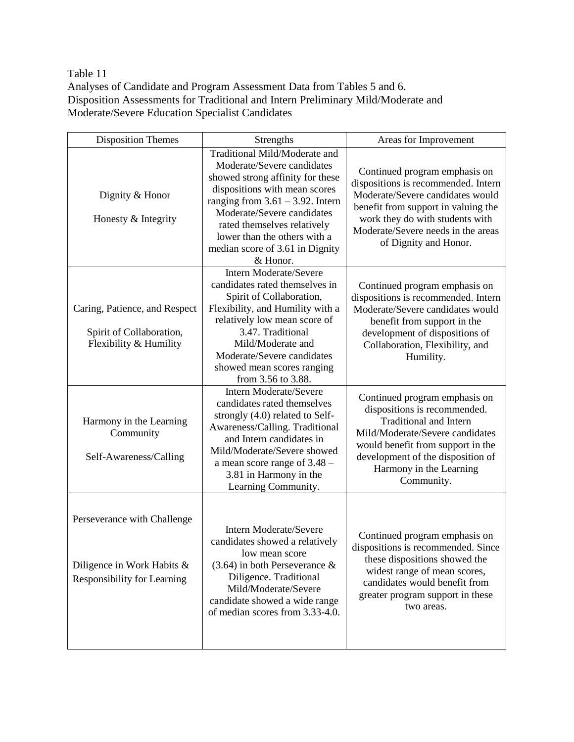Table 11
Analyses of Candidate and Program Assessment Data from Tables 5 and 6.
Disposition Assessments for Traditional and Intern Preliminary Mild/Moderate and Moderate/Severe Education Specialist Candidates

| Disposition Themes | Strengths | Areas for Improvement |
|---|---|---|
| Dignity & Honor<br><br>Honesty & Integrity | Traditional Mild/Moderate and Moderate/Severe candidates showed strong affinity for these dispositions with mean scores ranging from 3.61 – 3.92. Intern Moderate/Severe candidates rated themselves relatively lower than the others with a median score of 3.61 in Dignity & Honor. | Continued program emphasis on dispositions is recommended. Intern Moderate/Severe candidates would benefit from support in valuing the work they do with students with Moderate/Severe needs in the areas of Dignity and Honor. |
| Caring, Patience, and Respect<br><br>Spirit of Collaboration, Flexibility & Humility | Intern Moderate/Severe candidates rated themselves in Spirit of Collaboration, Flexibility, and Humility with a relatively low mean score of 3.47. Traditional Mild/Moderate and Moderate/Severe candidates showed mean scores ranging from 3.56 to 3.88. | Continued program emphasis on dispositions is recommended. Intern Moderate/Severe candidates would benefit from support in the development of dispositions of Collaboration, Flexibility, and Humility. |
| Harmony in the Learning Community<br><br>Self-Awareness/Calling | Intern Moderate/Severe candidates rated themselves strongly (4.0) related to Self-Awareness/Calling. Traditional and Intern candidates in Mild/Moderate/Severe showed a mean score range of 3.48 – 3.81 in Harmony in the Learning Community. | Continued program emphasis on dispositions is recommended. Traditional and Intern Mild/Moderate/Severe candidates would benefit from support in the development of the disposition of Harmony in the Learning Community. |
| Perseverance with Challenge<br><br>Diligence in Work Habits & Responsibility for Learning | Intern Moderate/Severe candidates showed a relatively low mean score (3.64) in both Perseverance & Diligence. Traditional Mild/Moderate/Severe candidate showed a wide range of median scores from 3.33-4.0. | Continued program emphasis on dispositions is recommended. Since these dispositions showed the widest range of mean scores, candidates would benefit from greater program support in these two areas. |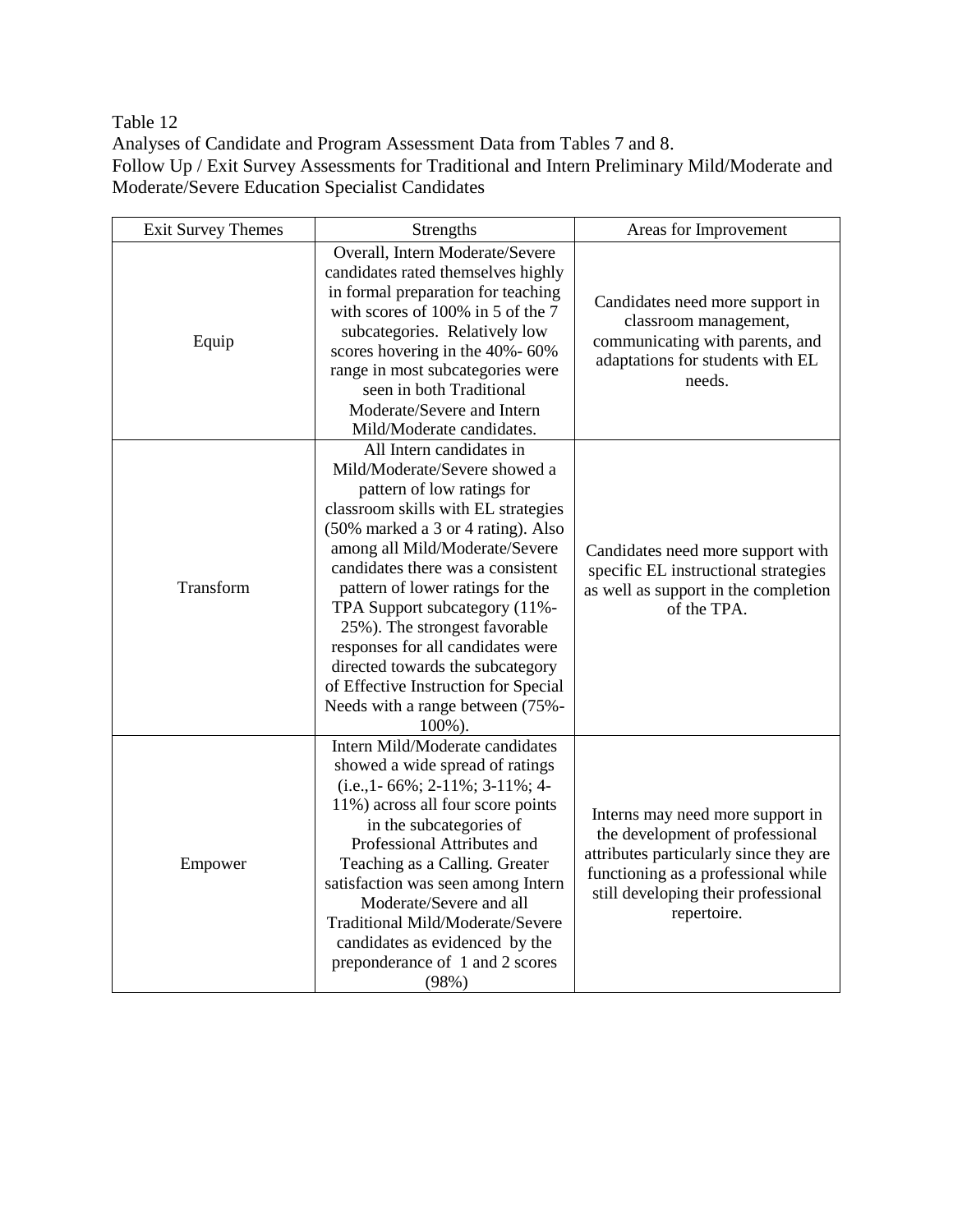Table 12

Analyses of Candidate and Program Assessment Data from Tables 7 and 8.

Follow Up / Exit Survey Assessments for Traditional and Intern Preliminary Mild/Moderate and Moderate/Severe Education Specialist Candidates

| Exit Survey Themes | Strengths | Areas for Improvement |
| --- | --- | --- |
| Equip | Overall, Intern Moderate/Severe candidates rated themselves highly in formal preparation for teaching with scores of 100% in 5 of the 7 subcategories. Relatively low scores hovering in the 40%- 60% range in most subcategories were seen in both Traditional Moderate/Severe and Intern Mild/Moderate candidates. | Candidates need more support in classroom management, communicating with parents, and adaptations for students with EL needs. |
| Transform | All Intern candidates in Mild/Moderate/Severe showed a pattern of low ratings for classroom skills with EL strategies (50% marked a 3 or 4 rating). Also among all Mild/Moderate/Severe candidates there was a consistent pattern of lower ratings for the TPA Support subcategory (11%-25%). The strongest favorable responses for all candidates were directed towards the subcategory of Effective Instruction for Special Needs with a range between (75%-100%). | Candidates need more support with specific EL instructional strategies as well as support in the completion of the TPA. |
| Empower | Intern Mild/Moderate candidates showed a wide spread of ratings (i.e.,1- 66%; 2-11%; 3-11%; 4-11%) across all four score points in the subcategories of Professional Attributes and Teaching as a Calling. Greater satisfaction was seen among Intern Moderate/Severe and all Traditional Mild/Moderate/Severe candidates as evidenced by the preponderance of 1 and 2 scores (98%) | Interns may need more support in the development of professional attributes particularly since they are functioning as a professional while still developing their professional repertoire. |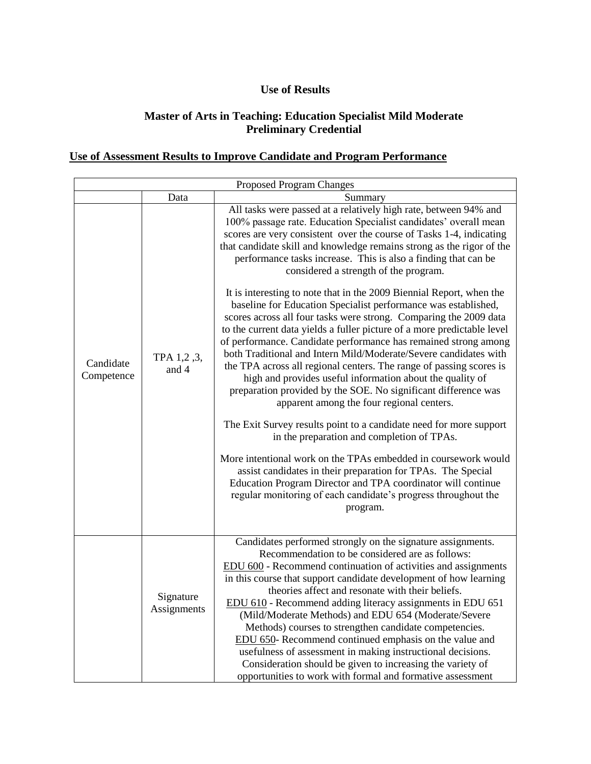**Use of Results**

**Master of Arts in Teaching: Education Specialist Mild Moderate Preliminary Credential**

**<u>Use of Assessment Results to Improve Candidate and Program Performance</u>**

| Proposed Program Changes | | |
|---|---|---|
| | Data | Summary |
| Candidate Competence | TPA 1,2 ,3, and 4 | All tasks were passed at a relatively high rate, between 94% and 100% passage rate. Education Specialist candidates' overall mean scores are very consistent over the course of Tasks 1-4, indicating that candidate skill and knowledge remains strong as the rigor of the performance tasks increase. This is also a finding that can be considered a strength of the program.<br><br>It is interesting to note that in the 2009 Biennial Report, when the baseline for Education Specialist performance was established, scores across all four tasks were strong. Comparing the 2009 data to the current data yields a fuller picture of a more predictable level of performance. Candidate performance has remained strong among both Traditional and Intern Mild/Moderate/Severe candidates with the TPA across all regional centers. The range of passing scores is high and provides useful information about the quality of preparation provided by the SOE. No significant difference was apparent among the four regional centers.<br><br>The Exit Survey results point to a candidate need for more support in the preparation and completion of TPAs.<br><br>More intentional work on the TPAs embedded in coursework would assist candidates in their preparation for TPAs. The Special Education Program Director and TPA coordinator will continue regular monitoring of each candidate's progress throughout the program. |
| | Signature Assignments | Candidates performed strongly on the signature assignments. Recommendation to be considered are as follows:<br><u>EDU 600</u> - Recommend continuation of activities and assignments in this course that support candidate development of how learning theories affect and resonate with their beliefs.<br><u>EDU 610</u> - Recommend adding literacy assignments in EDU 651 (Mild/Moderate Methods) and EDU 654 (Moderate/Severe Methods) courses to strengthen candidate competencies.<br><u>EDU 650</u>- Recommend continued emphasis on the value and usefulness of assessment in making instructional decisions. Consideration should be given to increasing the variety of opportunities to work with formal and formative assessment |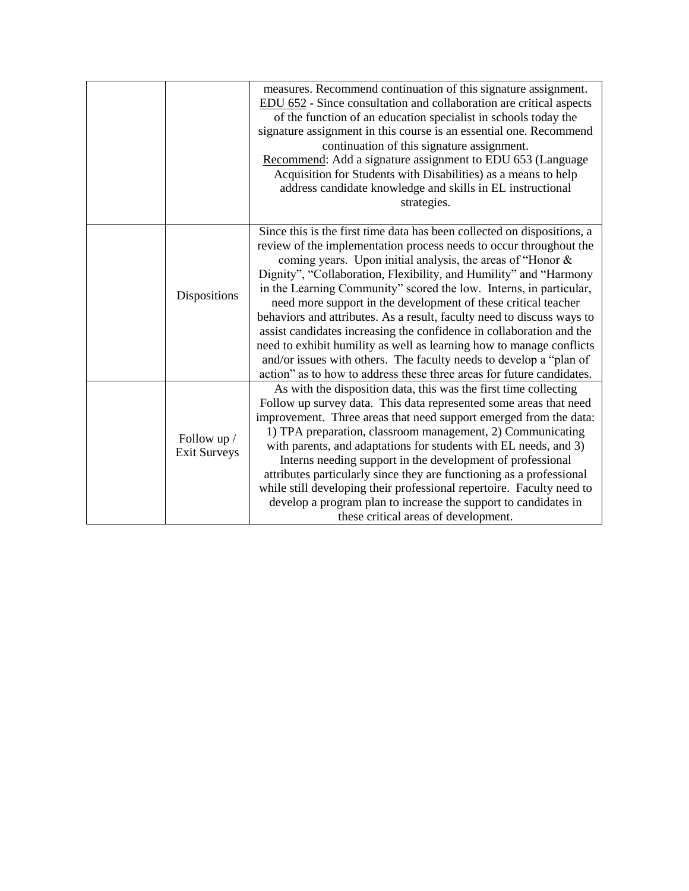| | | |
|---|---|---|
| | | measures. Recommend continuation of this signature assignment. <u>EDU 652</u> - Since consultation and collaboration are critical aspects of the function of an education specialist in schools today the signature assignment in this course is an essential one. Recommend continuation of this signature assignment. <u>Recommend</u>: Add a signature assignment to EDU 653 (Language Acquisition for Students with Disabilities) as a means to help address candidate knowledge and skills in EL instructional strategies. |
| | Dispositions | Since this is the first time data has been collected on dispositions, a review of the implementation process needs to occur throughout the coming years. Upon initial analysis, the areas of "Honor & Dignity", "Collaboration, Flexibility, and Humility" and "Harmony in the Learning Community" scored the low. Interns, in particular, need more support in the development of these critical teacher behaviors and attributes. As a result, faculty need to discuss ways to assist candidates increasing the confidence in collaboration and the need to exhibit humility as well as learning how to manage conflicts and/or issues with others. The faculty needs to develop a "plan of action" as to how to address these three areas for future candidates. |
| | Follow up / Exit Surveys | As with the disposition data, this was the first time collecting Follow up survey data. This data represented some areas that need improvement. Three areas that need support emerged from the data: 1) TPA preparation, classroom management, 2) Communicating with parents, and adaptations for students with EL needs, and 3) Interns needing support in the development of professional attributes particularly since they are functioning as a professional while still developing their professional repertoire. Faculty need to develop a program plan to increase the support to candidates in these critical areas of development. |